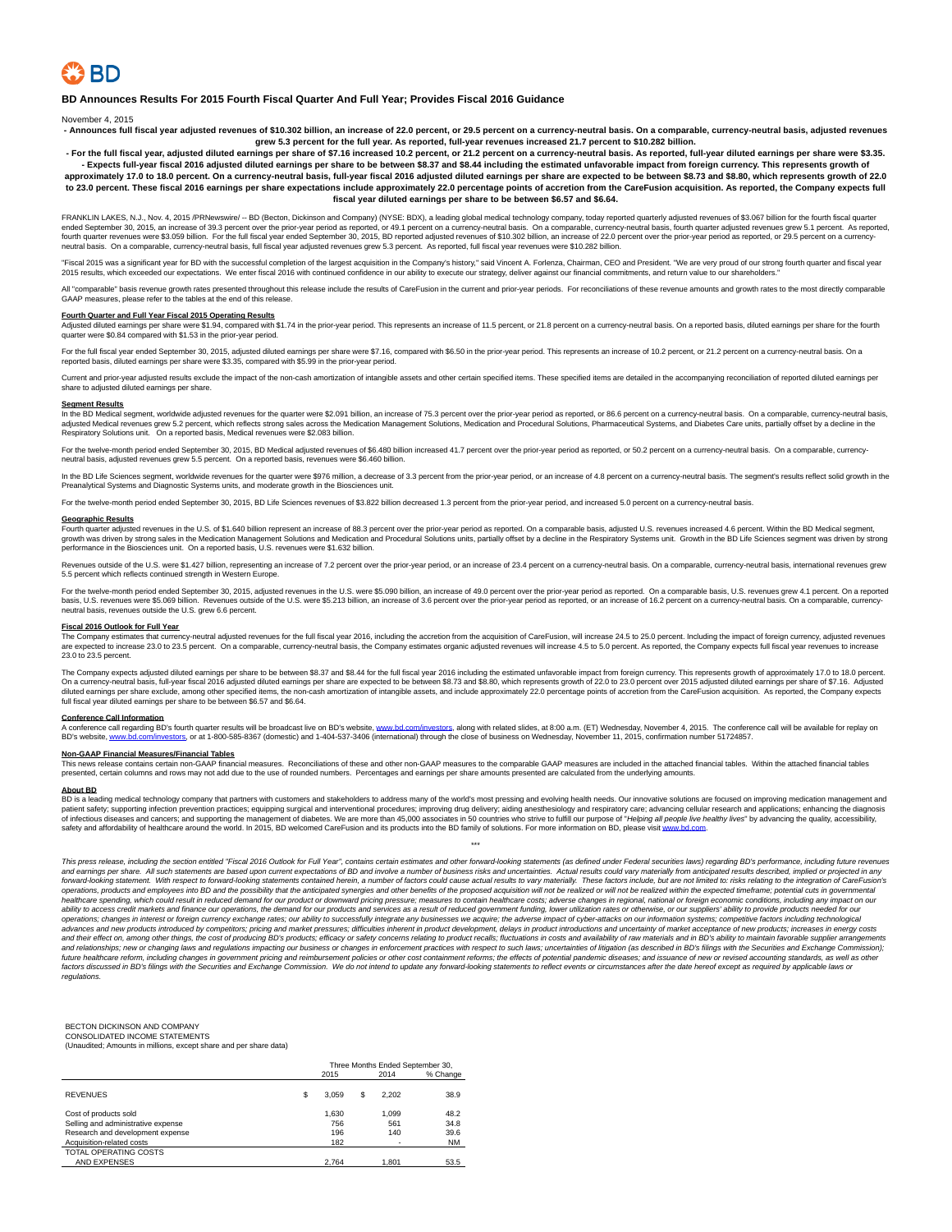BD

# BD Announces Results For 2015 Fourth Fiscal Quarter And Full Year; Provides Fiscal 2016 Guidance

November 4, 2015

**- Announces full fiscal year adjusted revenues of $10.302 billion, an increase of 22.0 percent, or 29.5 percent on a currency-neutral basis. On a comparable, currency-neutral basis, adjusted revenues grew 5.3 percent for the full year. As reported, full-year revenues increased 21.7 percent to $10.282 billion.**

**- For the full fiscal year, adjusted diluted earnings per share of $7.16 increased 10.2 percent, or 21.2 percent on a currency-neutral basis. As reported, full-year diluted earnings per share were $3.35.**

**- Expects full-year fiscal 2016 adjusted diluted earnings per share to be between $8.37 and $8.44 including the estimated unfavorable impact from foreign currency. This represents growth of approximately 17.0 to 18.0 percent. On a currency-neutral basis, full-year fiscal 2016 adjusted diluted earnings per share are expected to be between $8.73 and $8.80, which represents growth of 22.0 to 23.0 percent. These fiscal 2016 earnings per share expectations include approximately 22.0 percentage points of accretion from the CareFusion acquisition. As reported, the Company expects full fiscal year diluted earnings per share to be between $6.57 and $6.64.**

FRANKLIN LAKES, N.J., Nov. 4, 2015 /PRNewswire/ -- BD (Becton, Dickinson and Company) (NYSE: BDX), a leading global medical technology company, today reported quarterly adjusted revenues of $3.067 billion for the fourth fiscal quarter ended September 30, 2015, an increase of 39.3 percent over the prior-year period as reported, or 49.1 percent on a currency-neutral basis. On a comparable, currency-neutral basis, fourth quarter adjusted revenues grew 5.1 percent. As reported, fourth quarter revenues were $3.059 billion. For the full fiscal year ended September 30, 2015, BD reported adjusted revenues of $10.302 billion, an increase of 22.0 percent over the prior-year period as reported, or 29.5 percent on a currency-neutral basis. On a comparable, currency-neutral basis, full fiscal year adjusted revenues grew 5.3 percent. As reported, full fiscal year revenues were $10.282 billion.

"Fiscal 2015 was a significant year for BD with the successful completion of the largest acquisition in the Company's history," said Vincent A. Forlenza, Chairman, CEO and President. "We are very proud of our strong fourth quarter and fiscal year 2015 results, which exceeded our expectations. We enter fiscal 2016 with continued confidence in our ability to execute our strategy, deliver against our financial commitments, and return value to our shareholders."

All "comparable" basis revenue growth rates presented throughout this release include the results of CareFusion in the current and prior-year periods. For reconciliations of these revenue amounts and growth rates to the most directly comparable GAAP measures, please refer to the tables at the end of this release.

## Fourth Quarter and Full Year Fiscal 2015 Operating Results

Adjusted diluted earnings per share were $1.94, compared with $1.74 in the prior-year period. This represents an increase of 11.5 percent, or 21.8 percent on a currency-neutral basis. On a reported basis, diluted earnings per share for the fourth quarter were $0.84 compared with $1.53 in the prior-year period.

For the full fiscal year ended September 30, 2015, adjusted diluted earnings per share were $7.16, compared with $6.50 in the prior-year period. This represents an increase of 10.2 percent, or 21.2 percent on a currency-neutral basis. On a reported basis, diluted earnings per share were $3.35, compared with $5.99 in the prior-year period.

Current and prior-year adjusted results exclude the impact of the non-cash amortization of intangible assets and other certain specified items. These specified items are detailed in the accompanying reconciliation of reported diluted earnings per share to adjusted diluted earnings per share.

## Segment Results

In the BD Medical segment, worldwide adjusted revenues for the quarter were $2.091 billion, an increase of 75.3 percent over the prior-year period as reported, or 86.6 percent on a currency-neutral basis. On a comparable, currency-neutral basis, adjusted Medical revenues grew 5.2 percent, which reflects strong sales across the Medication Management Solutions, Medication and Procedural Solutions, Pharmaceutical Systems, and Diabetes Care units, partially offset by a decline in the Respiratory Solutions unit. On a reported basis, Medical revenues were $2.083 billion.

For the twelve-month period ended September 30, 2015, BD Medical adjusted revenues of $6.480 billion increased 41.7 percent over the prior-year period as reported, or 50.2 percent on a currency-neutral basis. On a comparable, currency-neutral basis, adjusted revenues grew 5.5 percent. On a reported basis, revenues were $6.460 billion.

In the BD Life Sciences segment, worldwide revenues for the quarter were $976 million, a decrease of 3.3 percent from the prior-year period, or an increase of 4.8 percent on a currency-neutral basis. The segment's results reflect solid growth in the Preanalytical Systems and Diagnostic Systems units, and moderate growth in the Biosciences unit.

For the twelve-month period ended September 30, 2015, BD Life Sciences revenues of $3.822 billion decreased 1.3 percent from the prior-year period, and increased 5.0 percent on a currency-neutral basis.

## Geographic Results

Fourth quarter adjusted revenues in the U.S. of $1.640 billion represent an increase of 88.3 percent over the prior-year period as reported. On a comparable basis, adjusted U.S. revenues increased 4.6 percent. Within the BD Medical segment, growth was driven by strong sales in the Medication Management Solutions and Medication and Procedural Solutions units, partially offset by a decline in the Respiratory Systems unit. Growth in the BD Life Sciences segment was driven by strong performance in the Biosciences unit. On a reported basis, U.S. revenues were $1.632 billion.

Revenues outside of the U.S. were $1.427 billion, representing an increase of 7.2 percent over the prior-year period, or an increase of 23.4 percent on a currency-neutral basis. On a comparable, currency-neutral basis, international revenues grew 5.5 percent which reflects continued strength in Western Europe.

For the twelve-month period ended September 30, 2015, adjusted revenues in the U.S. were $5.090 billion, an increase of 49.0 percent over the prior-year period as reported. On a comparable basis, U.S. revenues grew 4.1 percent. On a reported basis, U.S. revenues were $5.069 billion. Revenues outside of the U.S. were $5.213 billion, an increase of 3.6 percent over the prior-year period as reported, or an increase of 16.2 percent on a currency-neutral basis. On a comparable, currency-neutral basis, revenues outside the U.S. grew 6.6 percent.

## Fiscal 2016 Outlook for Full Year

The Company estimates that currency-neutral adjusted revenues for the full fiscal year 2016, including the accretion from the acquisition of CareFusion, will increase 24.5 to 25.0 percent. Including the impact of foreign currency, adjusted revenues are expected to increase 23.0 to 23.5 percent. On a comparable, currency-neutral basis, the Company estimates organic adjusted revenues will increase 4.5 to 5.0 percent. As reported, the Company expects full fiscal year revenues to increase 23.0 to 23.5 percent.

The Company expects adjusted diluted earnings per share to be between $8.37 and $8.44 for the full fiscal year 2016 including the estimated unfavorable impact from foreign currency. This represents growth of approximately 17.0 to 18.0 percent. On a currency-neutral basis, full-year fiscal 2016 adjusted diluted earnings per share are expected to be between $8.73 and $8.80, which represents growth of 22.0 to 23.0 percent over 2015 adjusted diluted earnings per share of $7.16. Adjusted diluted earnings per share exclude, among other specified items, the non-cash amortization of intangible assets, and include approximately 22.0 percentage points of accretion from the CareFusion acquisition. As reported, the Company expects full fiscal year diluted earnings per share to be between $6.57 and $6.64.

## Conference Call Information

A conference call regarding BD's fourth quarter results will be broadcast live on BD's website, www.bd.com/investors, along with related slides, at 8:00 a.m. (ET) Wednesday, November 4, 2015. The conference call will be available for replay on BD's website, www.bd.com/investors, or at 1-800-585-8367 (domestic) and 1-404-537-3406 (international) through the close of business on Wednesday, November 11, 2015, confirmation number 51724857.

## Non-GAAP Financial Measures/Financial Tables

This news release contains certain non-GAAP financial measures. Reconciliations of these and other non-GAAP measures to the comparable GAAP measures are included in the attached financial tables. Within the attached financial tables presented, certain columns and rows may not add due to the use of rounded numbers. Percentages and earnings per share amounts presented are calculated from the underlying amounts.

## About BD

BD is a leading medical technology company that partners with customers and stakeholders to address many of the world's most pressing and evolving health needs. Our innovative solutions are focused on improving medication management and patient safety; supporting infection prevention practices; equipping surgical and interventional procedures; improving drug delivery; aiding anesthesiology and respiratory care; advancing cellular research and applications; enhancing the diagnosis of infectious diseases and cancers; and supporting the management of diabetes. We are more than 45,000 associates in 50 countries who strive to fulfill our purpose of "*Helping all people live healthy lives*" by advancing the quality, accessibility, safety and affordability of healthcare around the world. In 2015, BD welcomed CareFusion and its products into the BD family of solutions. For more information on BD, please visit www.bd.com.

***

*This press release, including the section entitled "Fiscal 2016 Outlook for Full Year", contains certain estimates and other forward-looking statements (as defined under Federal securities laws) regarding BD's performance, including future revenues and earnings per share. All such statements are based upon current expectations of BD and involve a number of business risks and uncertainties. Actual results could vary materially from anticipated results described, implied or projected in any forward-looking statement. With respect to forward-looking statements contained herein, a number of factors could cause actual results to vary materially. These factors include, but are not limited to: risks relating to the integration of CareFusion's operations, products and employees into BD and the possibility that the anticipated synergies and other benefits of the proposed acquisition will not be realized or will not be realized within the expected timeframe; potential cuts in governmental healthcare spending, which could result in reduced demand for our product or downward pricing pressure; measures to contain healthcare costs; adverse changes in regional, national or foreign economic conditions, including any impact on our ability to access credit markets and finance our operations, the demand for our products and services as a result of reduced government funding, lower utilization rates or otherwise, or our suppliers' ability to provide products needed for our operations; changes in interest or foreign currency exchange rates; our ability to successfully integrate any businesses we acquire; the adverse impact of cyber-attacks on our information systems; competitive factors including technological advances and new products introduced by competitors; pricing and market pressures; difficulties inherent in product development, delays in product introductions and uncertainty of market acceptance of new products; increases in energy costs and their effect on, among other things, the cost of producing BD's products; efficacy or safety concerns relating to product recalls; fluctuations in costs and availability of raw materials and in BD's ability to maintain favorable supplier arrangements and relationships; new or changing laws and regulations impacting our business or changes in enforcement practices with respect to such laws; uncertainties of litigation (as described in BD's filings with the Securities and Exchange Commission); future healthcare reform, including changes in government pricing and reimbursement policies or other cost containment reforms; the effects of potential pandemic diseases; and issuance of new or revised accounting standards, as well as other factors discussed in BD's filings with the Securities and Exchange Commission. We do not intend to update any forward-looking statements to reflect events or circumstances after the date hereof except as required by applicable laws or regulations.*

BECTON DICKINSON AND COMPANY
CONSOLIDATED INCOME STATEMENTS
(Unaudited; Amounts in millions, except share and per share data)

| | Three Months Ended September 30, | | |
|---|---|---|---|
| | 2015 | 2014 | % Change |
| REVENUES | $ 3,059 | $ 2,202 | 38.9 |
| Cost of products sold | 1,630 | 1,099 | 48.2 |
| Selling and administrative expense | 756 | 561 | 34.8 |
| Research and development expense | 196 | 140 | 39.6 |
| Acquisition-related costs | 182 | - | NM |
| TOTAL OPERATING COSTS AND EXPENSES | 2,764 | 1,801 | 53.5 |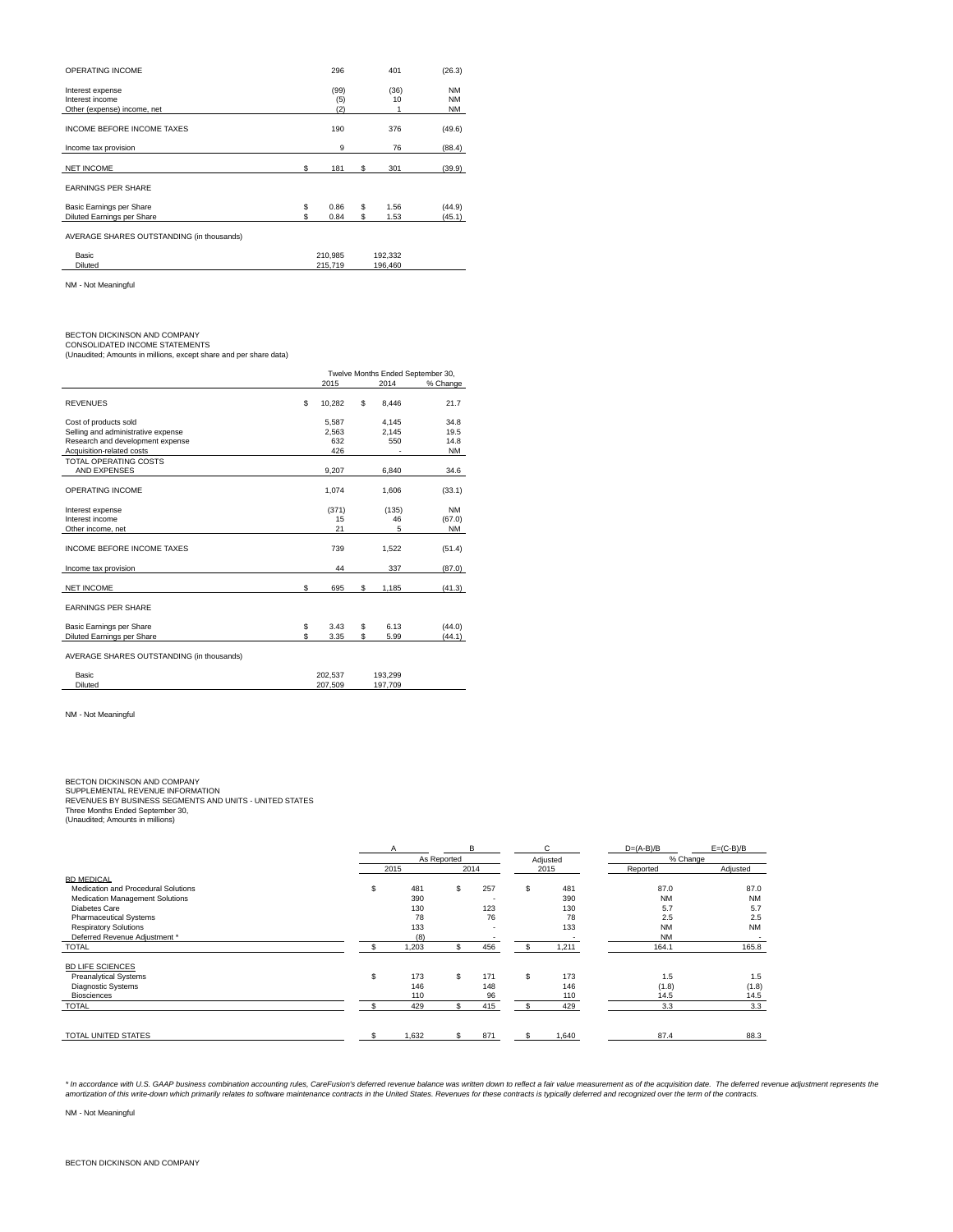| | | | |
|---|---|---|---|
| OPERATING INCOME | 296 | 401 | (26.3) |
| Interest expense | (99) | (36) | NM |
| Interest income | (5) | 10 | NM |
| Other (expense) income, net | (2) | 1 | NM |
| INCOME BEFORE INCOME TAXES | 190 | 376 | (49.6) |
| Income tax provision | 9 | 76 | (88.4) |
| NET INCOME | $ 181 | $ 301 | (39.9) |
| EARNINGS PER SHARE | | | |
| Basic Earnings per Share | $ 0.86 | $ 1.56 | (44.9) |
| Diluted Earnings per Share | $ 0.84 | $ 1.53 | (45.1) |
| AVERAGE SHARES OUTSTANDING (in thousands) | | | |
| Basic | 210,985 | 192,332 | |
| Diluted | 215,719 | 196,460 | |

NM - Not Meaningful

BECTON DICKINSON AND COMPANY
CONSOLIDATED INCOME STATEMENTS
(Unaudited; Amounts in millions, except share and per share data)

| | Twelve Months Ended September 30, | | |
|---|---|---|---|
| | 2015 | 2014 | % Change |
| REVENUES | $ 10,282 | $ 8,446 | 21.7 |
| Cost of products sold | 5,587 | 4,145 | 34.8 |
| Selling and administrative expense | 2,563 | 2,145 | 19.5 |
| Research and development expense | 632 | 550 | 14.8 |
| Acquisition-related costs | 426 | - | NM |
| TOTAL OPERATING COSTS AND EXPENSES | 9,207 | 6,840 | 34.6 |
| OPERATING INCOME | 1,074 | 1,606 | (33.1) |
| Interest expense | (371) | (135) | NM |
| Interest income | 15 | 46 | (67.0) |
| Other income, net | 21 | 5 | NM |
| INCOME BEFORE INCOME TAXES | 739 | 1,522 | (51.4) |
| Income tax provision | 44 | 337 | (87.0) |
| NET INCOME | $ 695 | $ 1,185 | (41.3) |
| EARNINGS PER SHARE | | | |
| Basic Earnings per Share | $ 3.43 | $ 6.13 | (44.0) |
| Diluted Earnings per Share | $ 3.35 | $ 5.99 | (44.1) |
| AVERAGE SHARES OUTSTANDING (in thousands) | | | |
| Basic | 202,537 | 193,299 | |
| Diluted | 207,509 | 197,709 | |

NM - Not Meaningful

BECTON DICKINSON AND COMPANY
SUPPLEMENTAL REVENUE INFORMATION
REVENUES BY BUSINESS SEGMENTS AND UNITS - UNITED STATES
Three Months Ended September 30,
(Unaudited; Amounts in millions)

| | A | B | C | D=(A-B)/B | E=(C-B)/B |
|---|---|---|---|---|---|
| | As Reported | | Adjusted | % Change | |
| | 2015 | 2014 | 2015 | Reported | Adjusted |
| BD MEDICAL | | | | | |
| Medication and Procedural Solutions | $ 481 | $ 257 | $ 481 | 87.0 | 87.0 |
| Medication Management Solutions | 390 | - | 390 | NM | NM |
| Diabetes Care | 130 | 123 | 130 | 5.7 | 5.7 |
| Pharmaceutical Systems | 78 | 76 | 78 | 2.5 | 2.5 |
| Respiratory Solutions | 133 | - | 133 | NM | NM |
| Deferred Revenue Adjustment * | (8) | - | - | NM | - |
| TOTAL | $ 1,203 | $ 456 | $ 1,211 | 164.1 | 165.8 |
| BD LIFE SCIENCES | | | | | |
| Preanalytical Systems | $ 173 | $ 171 | $ 173 | 1.5 | 1.5 |
| Diagnostic Systems | 146 | 148 | 146 | (1.8) | (1.8) |
| Biosciences | 110 | 96 | 110 | 14.5 | 14.5 |
| TOTAL | $ 429 | $ 415 | $ 429 | 3.3 | 3.3 |
| TOTAL UNITED STATES | $ 1,632 | $ 871 | $ 1,640 | 87.4 | 88.3 |

*\* In accordance with U.S. GAAP business combination accounting rules, CareFusion's deferred revenue balance was written down to reflect a fair value measurement as of the acquisition date. The deferred revenue adjustment represents the amortization of this write-down which primarily relates to software maintenance contracts in the United States. Revenues for these contracts is typically deferred and recognized over the term of the contracts.*

NM - Not Meaningful

BECTON DICKINSON AND COMPANY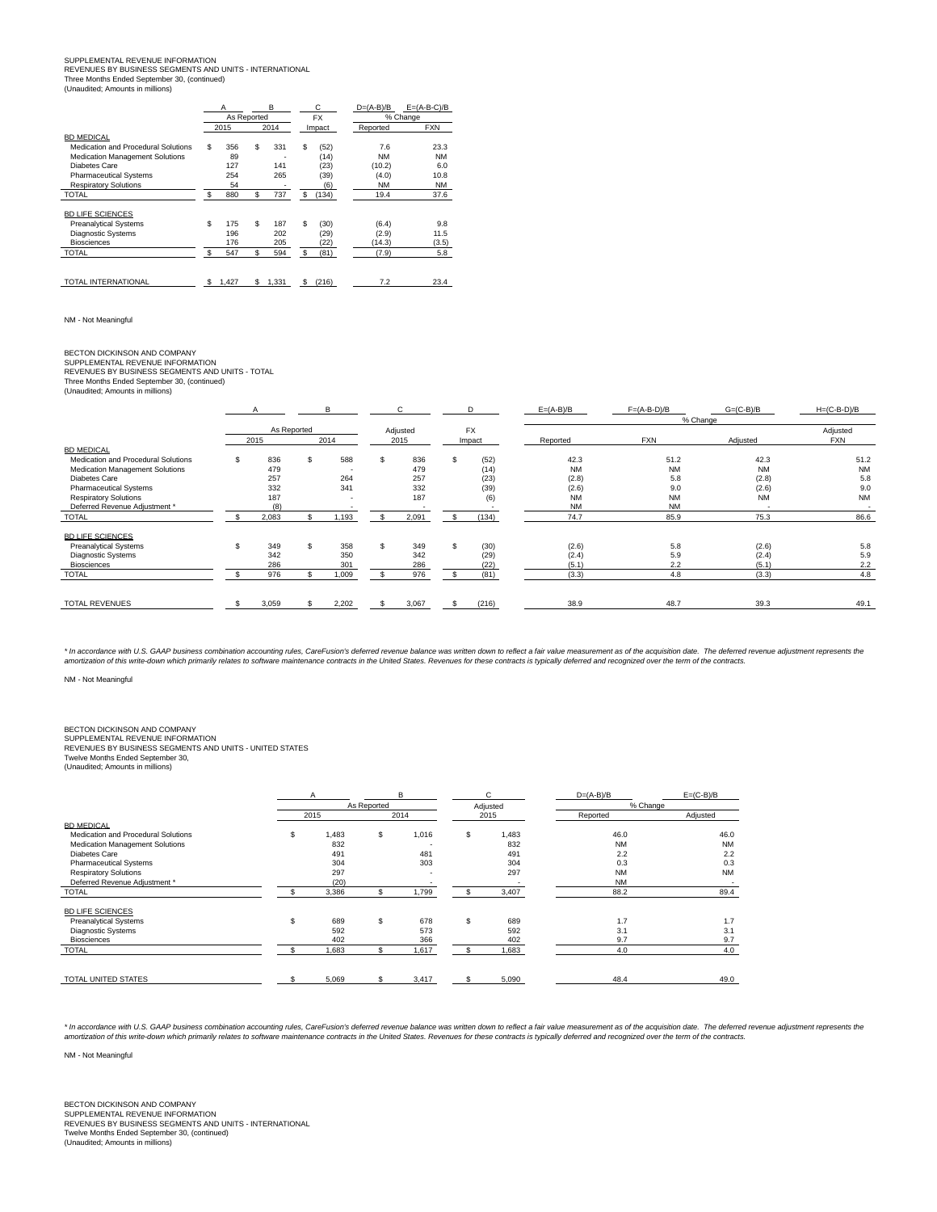SUPPLEMENTAL REVENUE INFORMATION
REVENUES BY BUSINESS SEGMENTS AND UNITS - INTERNATIONAL
Three Months Ended September 30, (continued)
(Unaudited; Amounts in millions)

| | A | B | C | D=(A-B)/B | E=(A-B-C)/B |
|---|---|---|---|---|---|
| | As Reported | | FX | % Change | |
| | 2015 | 2014 | Impact | Reported | FXN |
| **BD MEDICAL** | | | | | |
| Medication and Procedural Solutions | $ 356 | $ 331 | $ (52) | 7.6 | 23.3 |
| Medication Management Solutions | 89 | - | (14) | NM | NM |
| Diabetes Care | 127 | 141 | (23) | (10.2) | 6.0 |
| Pharmaceutical Systems | 254 | 265 | (39) | (4.0) | 10.8 |
| Respiratory Solutions | 54 | - | (6) | NM | NM |
| TOTAL | $ 880 | $ 737 | $ (134) | 19.4 | 37.6 |
| **BD LIFE SCIENCES** | | | | | |
| Preanalytical Systems | $ 175 | $ 187 | $ (30) | (6.4) | 9.8 |
| Diagnostic Systems | 196 | 202 | (29) | (2.9) | 11.5 |
| Biosciences | 176 | 205 | (22) | (14.3) | (3.5) |
| TOTAL | $ 547 | $ 594 | $ (81) | (7.9) | 5.8 |
| TOTAL INTERNATIONAL | $ 1,427 | $ 1,331 | $ (216) | 7.2 | 23.4 |

NM - Not Meaningful

BECTON DICKINSON AND COMPANY
SUPPLEMENTAL REVENUE INFORMATION
REVENUES BY BUSINESS SEGMENTS AND UNITS - TOTAL
Three Months Ended September 30, (continued)
(Unaudited; Amounts in millions)

| | A | B | C | D | E=(A-B)/B | F=(A-B-D)/B | G=(C-B)/B | H=(C-B-D)/B |
|---|---|---|---|---|---|---|---|---|
| | As Reported | | Adjusted | FX | % Change | | | |
| | 2015 | 2014 | 2015 | Impact | Reported | FXN | Adjusted | Adjusted FXN |
| **BD MEDICAL** | | | | | | | | |
| Medication and Procedural Solutions | $ 836 | $ 588 | $ 836 | $ (52) | 42.3 | 51.2 | 42.3 | 51.2 |
| Medication Management Solutions | 479 | - | 479 | (14) | NM | NM | NM | NM |
| Diabetes Care | 257 | 264 | 257 | (23) | (2.8) | 5.8 | (2.8) | 5.8 |
| Pharmaceutical Systems | 332 | 341 | 332 | (39) | (2.6) | 9.0 | (2.6) | 9.0 |
| Respiratory Solutions | 187 | - | 187 | (6) | NM | NM | NM | NM |
| Deferred Revenue Adjustment * | (8) | - | - | - | NM | NM | - | - |
| TOTAL | $ 2,083 | $ 1,193 | $ 2,091 | $ (134) | 74.7 | 85.9 | 75.3 | 86.6 |
| **BD LIFE SCIENCES** | | | | | | | | |
| Preanalytical Systems | $ 349 | $ 358 | $ 349 | $ (30) | (2.6) | 5.8 | (2.6) | 5.8 |
| Diagnostic Systems | 342 | 350 | 342 | (29) | (2.4) | 5.9 | (2.4) | 5.9 |
| Biosciences | 286 | 301 | 286 | (22) | (5.1) | 2.2 | (5.1) | 2.2 |
| TOTAL | $ 976 | $ 1,009 | $ 976 | $ (81) | (3.3) | 4.8 | (3.3) | 4.8 |
| TOTAL REVENUES | $ 3,059 | $ 2,202 | $ 3,067 | $ (216) | 38.9 | 48.7 | 39.3 | 49.1 |

*\* In accordance with U.S. GAAP business combination accounting rules, CareFusion's deferred revenue balance was written down to reflect a fair value measurement as of the acquisition date. The deferred revenue adjustment represents the amortization of this write-down which primarily relates to software maintenance contracts in the United States. Revenues for these contracts is typically deferred and recognized over the term of the contracts.*

NM - Not Meaningful

BECTON DICKINSON AND COMPANY
SUPPLEMENTAL REVENUE INFORMATION
REVENUES BY BUSINESS SEGMENTS AND UNITS - UNITED STATES
Twelve Months Ended September 30,
(Unaudited; Amounts in millions)

| | A | B | C | D=(A-B)/B | E=(C-B)/B |
|---|---|---|---|---|---|
| | As Reported | | Adjusted | % Change | |
| | 2015 | 2014 | 2015 | Reported | Adjusted |
| **BD MEDICAL** | | | | | |
| Medication and Procedural Solutions | $ 1,483 | $ 1,016 | $ 1,483 | 46.0 | 46.0 |
| Medication Management Solutions | 832 | - | 832 | NM | NM |
| Diabetes Care | 491 | 481 | 491 | 2.2 | 2.2 |
| Pharmaceutical Systems | 304 | 303 | 304 | 0.3 | 0.3 |
| Respiratory Solutions | 297 | - | 297 | NM | NM |
| Deferred Revenue Adjustment * | (20) | - | - | NM | - |
| TOTAL | $ 3,386 | $ 1,799 | $ 3,407 | 88.2 | 89.4 |
| **BD LIFE SCIENCES** | | | | | |
| Preanalytical Systems | $ 689 | $ 678 | $ 689 | 1.7 | 1.7 |
| Diagnostic Systems | 592 | 573 | 592 | 3.1 | 3.1 |
| Biosciences | 402 | 366 | 402 | 9.7 | 9.7 |
| TOTAL | $ 1,683 | $ 1,617 | $ 1,683 | 4.0 | 4.0 |
| TOTAL UNITED STATES | $ 5,069 | $ 3,417 | $ 5,090 | 48.4 | 49.0 |

*\* In accordance with U.S. GAAP business combination accounting rules, CareFusion's deferred revenue balance was written down to reflect a fair value measurement as of the acquisition date. The deferred revenue adjustment represents the amortization of this write-down which primarily relates to software maintenance contracts in the United States. Revenues for these contracts is typically deferred and recognized over the term of the contracts.*

NM - Not Meaningful

BECTON DICKINSON AND COMPANY
SUPPLEMENTAL REVENUE INFORMATION
REVENUES BY BUSINESS SEGMENTS AND UNITS - INTERNATIONAL
Twelve Months Ended September 30, (continued)
(Unaudited; Amounts in millions)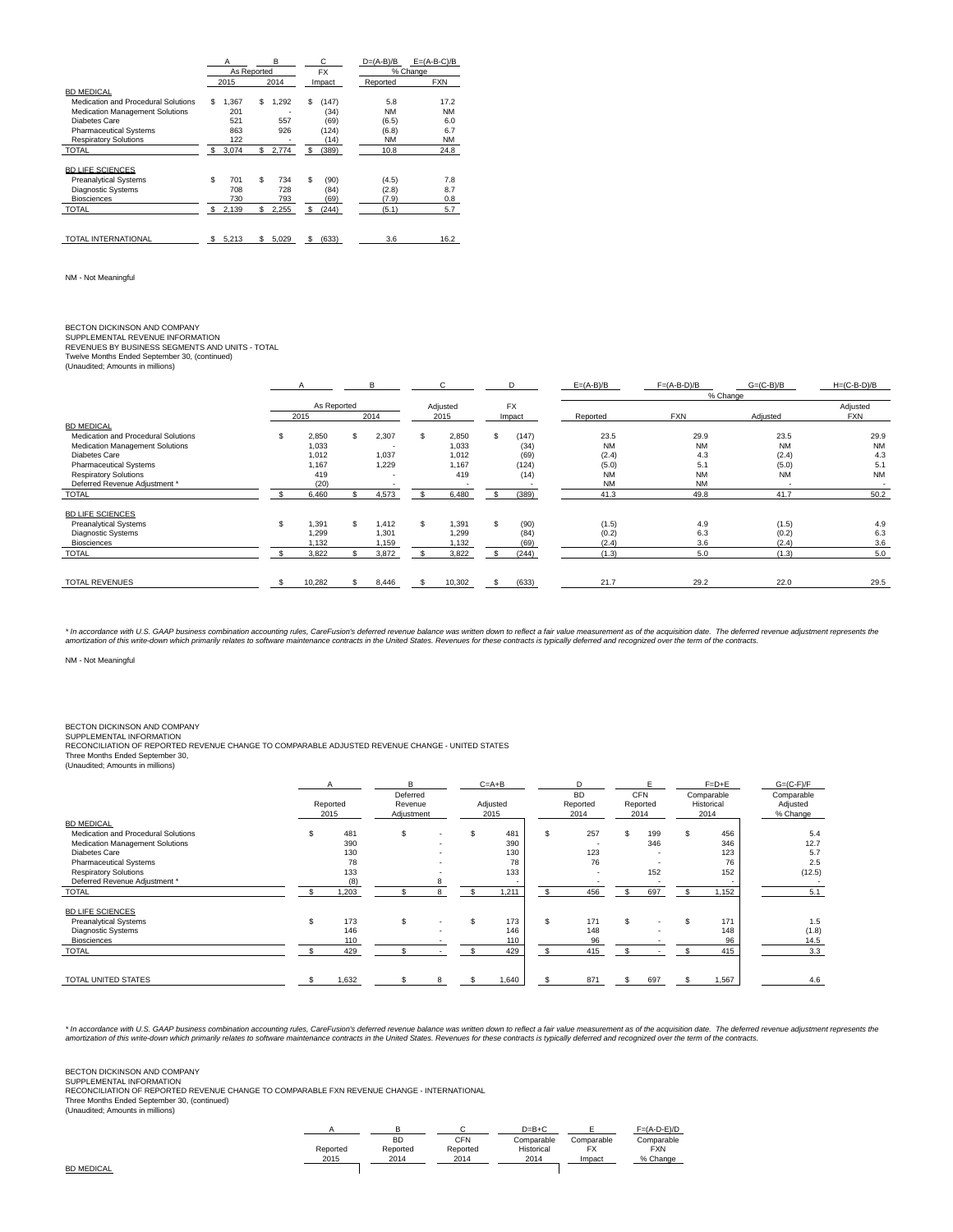| | A | B | C | D=(A-B)/B | E=(A-B-C)/B |
|---|---|---|---|---|---|
| | As Reported | | FX | % Change | |
| | 2015 | 2014 | Impact | Reported | FXN |
| **BD MEDICAL** | | | | | |
| Medication and Procedural Solutions | $ 1,367 | $ 1,292 | $ (147) | 5.8 | 17.2 |
| Medication Management Solutions | 201 | - | (34) | NM | NM |
| Diabetes Care | 521 | 557 | (69) | (6.5) | 6.0 |
| Pharmaceutical Systems | 863 | 926 | (124) | (6.8) | 6.7 |
| Respiratory Solutions | 122 | - | (14) | NM | NM |
| TOTAL | $ 3,074 | $ 2,774 | $ (389) | 10.8 | 24.8 |
| **BD LIFE SCIENCES** | | | | | |
| Preanalytical Systems | $ 701 | $ 734 | $ (90) | (4.5) | 7.8 |
| Diagnostic Systems | 708 | 728 | (84) | (2.8) | 8.7 |
| Biosciences | 730 | 793 | (69) | (7.9) | 0.8 |
| TOTAL | $ 2,139 | $ 2,255 | $ (244) | (5.1) | 5.7 |
| TOTAL INTERNATIONAL | $ 5,213 | $ 5,029 | $ (633) | 3.6 | 16.2 |

NM - Not Meaningful

BECTON DICKINSON AND COMPANY
SUPPLEMENTAL REVENUE INFORMATION
REVENUES BY BUSINESS SEGMENTS AND UNITS - TOTAL
Twelve Months Ended September 30, (continued)
(Unaudited; Amounts in millions)

| | A | B | C | D | E=(A-B)/B | F=(A-B-D)/B | G=(C-B)/B | H=(C-B-D)/B |
|---|---|---|---|---|---|---|---|---|
| | As Reported | | Adjusted | FX | % Change | | | |
| | 2015 | 2014 | 2015 | Impact | Reported | FXN | Adjusted | Adjusted FXN |
| **BD MEDICAL** | | | | | | | | |
| Medication and Procedural Solutions | $ 2,850 | $ 2,307 | $ 2,850 | $ (147) | 23.5 | 29.9 | 23.5 | 29.9 |
| Medication Management Solutions | 1,033 | - | 1,033 | (34) | NM | NM | NM | NM |
| Diabetes Care | 1,012 | 1,037 | 1,012 | (69) | (2.4) | 4.3 | (2.4) | 4.3 |
| Pharmaceutical Systems | 1,167 | 1,229 | 1,167 | (124) | (5.0) | 5.1 | (5.0) | 5.1 |
| Respiratory Solutions | 419 | - | 419 | (14) | NM | NM | NM | NM |
| Deferred Revenue Adjustment * | (20) | - | - | - | NM | NM | - | - |
| TOTAL | $ 6,460 | $ 4,573 | $ 6,480 | $ (389) | 41.3 | 49.8 | 41.7 | 50.2 |
| **BD LIFE SCIENCES** | | | | | | | | |
| Preanalytical Systems | $ 1,391 | $ 1,412 | $ 1,391 | $ (90) | (1.5) | 4.9 | (1.5) | 4.9 |
| Diagnostic Systems | 1,299 | 1,301 | 1,299 | (84) | (0.2) | 6.3 | (0.2) | 6.3 |
| Biosciences | 1,132 | 1,159 | 1,132 | (69) | (2.4) | 3.6 | (2.4) | 3.6 |
| TOTAL | $ 3,822 | $ 3,872 | $ 3,822 | $ (244) | (1.3) | 5.0 | (1.3) | 5.0 |
| TOTAL REVENUES | $ 10,282 | $ 8,446 | $ 10,302 | $ (633) | 21.7 | 29.2 | 22.0 | 29.5 |

*\* In accordance with U.S. GAAP business combination accounting rules, CareFusion's deferred revenue balance was written down to reflect a fair value measurement as of the acquisition date. The deferred revenue adjustment represents the amortization of this write-down which primarily relates to software maintenance contracts in the United States. Revenues for these contracts is typically deferred and recognized over the term of the contracts.*

NM - Not Meaningful

BECTON DICKINSON AND COMPANY
SUPPLEMENTAL INFORMATION
RECONCILIATION OF REPORTED REVENUE CHANGE TO COMPARABLE ADJUSTED REVENUE CHANGE - UNITED STATES
Three Months Ended September 30,
(Unaudited; Amounts in millions)

| | A | B | C=A+B | D | E | F=D+E | G=(C-F)/F |
|---|---|---|---|---|---|---|---|
| | Reported 2015 | Deferred Revenue Adjustment | Adjusted 2015 | BD Reported 2014 | CFN Reported 2014 | Comparable Historical 2014 | Comparable Adjusted % Change |
| **BD MEDICAL** | | | | | | | |
| Medication and Procedural Solutions | $ 481 | $ - | $ 481 | $ 257 | $ 199 | $ 456 | 5.4 |
| Medication Management Solutions | 390 | - | 390 | - | 346 | 346 | 12.7 |
| Diabetes Care | 130 | - | 130 | 123 | - | 123 | 5.7 |
| Pharmaceutical Systems | 78 | - | 78 | 76 | - | 76 | 2.5 |
| Respiratory Solutions | 133 | - | 133 | - | 152 | 152 | (12.5) |
| Deferred Revenue Adjustment * | (8) | 8 | - | - | - | - | - |
| TOTAL | $ 1,203 | $ 8 | $ 1,211 | $ 456 | $ 697 | $ 1,152 | 5.1 |
| **BD LIFE SCIENCES** | | | | | | | |
| Preanalytical Systems | $ 173 | $ - | $ 173 | $ 171 | $ - | $ 171 | 1.5 |
| Diagnostic Systems | 146 | - | 146 | 148 | - | 148 | (1.8) |
| Biosciences | 110 | - | 110 | 96 | - | 96 | 14.5 |
| TOTAL | $ 429 | $ - | $ 429 | $ 415 | $ - | $ 415 | 3.3 |
| TOTAL UNITED STATES | $ 1,632 | $ 8 | $ 1,640 | $ 871 | $ 697 | $ 1,567 | 4.6 |

*\* In accordance with U.S. GAAP business combination accounting rules, CareFusion's deferred revenue balance was written down to reflect a fair value measurement as of the acquisition date. The deferred revenue adjustment represents the amortization of this write-down which primarily relates to software maintenance contracts in the United States. Revenues for these contracts is typically deferred and recognized over the term of the contracts.*

BECTON DICKINSON AND COMPANY
SUPPLEMENTAL INFORMATION
RECONCILIATION OF REPORTED REVENUE CHANGE TO COMPARABLE FXN REVENUE CHANGE - INTERNATIONAL
Three Months Ended September 30, (continued)
(Unaudited; Amounts in millions)

| | A | B | C | D=B+C | E | F=(A-D-E)/D |
|---|---|---|---|---|---|---|
| | Reported 2015 | BD Reported 2014 | CFN Reported 2014 | Comparable Historical 2014 | Comparable FX Impact | Comparable FXN % Change |
| **BD MEDICAL** | | | | | | |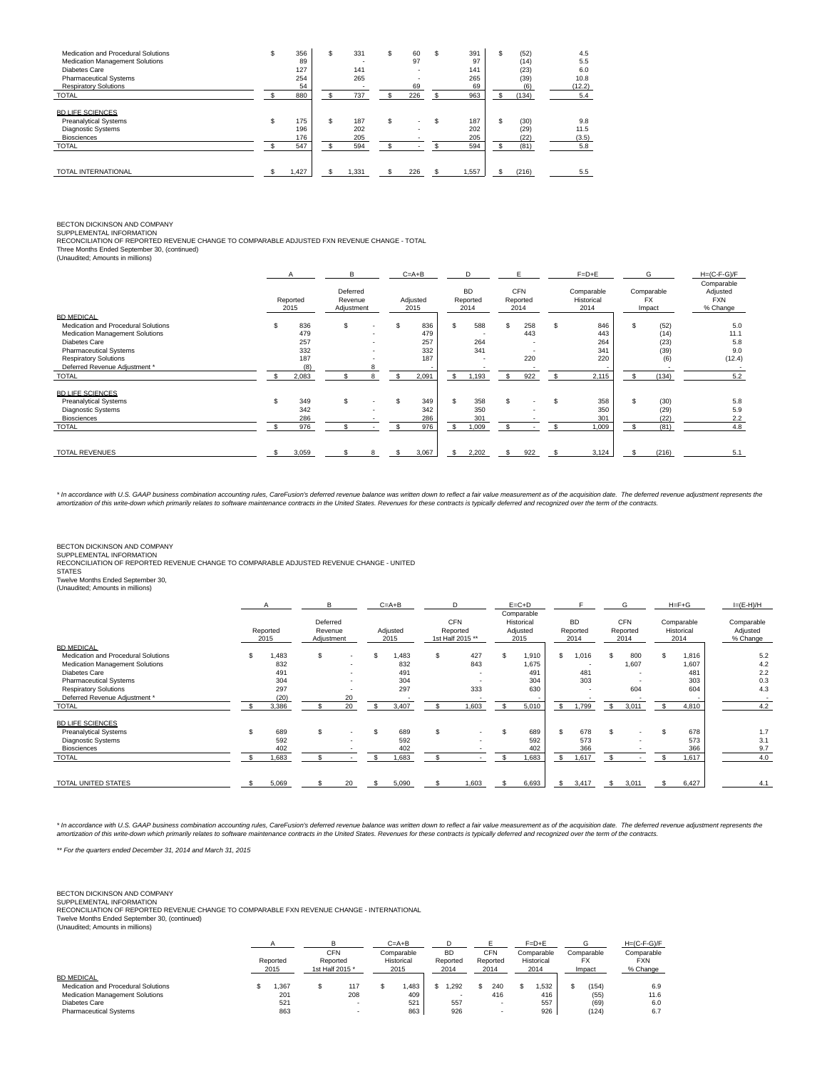| | | | | | | |
|---|---|---|---|---|---|---|
| Medication and Procedural Solutions | $ 356 | $ 331 | $ 60 | $ 391 | $ (52) | 4.5 |
| Medication Management Solutions | 89 | - | 97 | 97 | (14) | 5.5 |
| Diabetes Care | 127 | 141 | - | 141 | (23) | 6.0 |
| Pharmaceutical Systems | 254 | 265 | - | 265 | (39) | 10.8 |
| Respiratory Solutions | 54 | - | 69 | 69 | (6) | (12.2) |
| TOTAL | $ 880 | $ 737 | $ 226 | $ 963 | $ (134) | 5.4 |
| BD LIFE SCIENCES | | | | | | |
| Preanalytical Systems | $ 175 | $ 187 | $ - | $ 187 | $ (30) | 9.8 |
| Diagnostic Systems | 196 | 202 | - | 202 | (29) | 11.5 |
| Biosciences | 176 | 205 | - | 205 | (22) | (3.5) |
| TOTAL | $ 547 | $ 594 | $ - | $ 594 | $ (81) | 5.8 |
| TOTAL INTERNATIONAL | $ 1,427 | $ 1,331 | $ 226 | $ 1,557 | $ (216) | 5.5 |

BECTON DICKINSON AND COMPANY
SUPPLEMENTAL INFORMATION
RECONCILIATION OF REPORTED REVENUE CHANGE TO COMPARABLE ADJUSTED FXN REVENUE CHANGE - TOTAL
Three Months Ended September 30, (continued)
(Unaudited; Amounts in millions)

| | A | B | C=A+B | D | E | F=D+E | G | H=(C-F-G)/F |
|---|---|---|---|---|---|---|---|---|
| | Reported 2015 | Deferred Revenue Adjustment | Adjusted 2015 | BD Reported 2014 | CFN Reported 2014 | Comparable Historical 2014 | Comparable FX Impact | Comparable Adjusted FXN % Change |
| BD MEDICAL | | | | | | | | |
| Medication and Procedural Solutions | $ 836 | $ - | $ 836 | $ 588 | $ 258 | $ 846 | $ (52) | 5.0 |
| Medication Management Solutions | 479 | - | 479 | - | 443 | 443 | (14) | 11.1 |
| Diabetes Care | 257 | - | 257 | 264 | - | 264 | (23) | 5.8 |
| Pharmaceutical Systems | 332 | - | 332 | 341 | - | 341 | (39) | 9.0 |
| Respiratory Solutions | 187 | - | 187 | - | 220 | 220 | (6) | (12.4) |
| Deferred Revenue Adjustment * | (8) | 8 | - | - | - | - | - | - |
| TOTAL | $ 2,083 | $ 8 | $ 2,091 | $ 1,193 | $ 922 | $ 2,115 | $ (134) | 5.2 |
| BD LIFE SCIENCES | | | | | | | | |
| Preanalytical Systems | $ 349 | $ - | $ 349 | $ 358 | $ - | $ 358 | $ (30) | 5.8 |
| Diagnostic Systems | 342 | - | 342 | 350 | - | 350 | (29) | 5.9 |
| Biosciences | 286 | - | 286 | 301 | - | 301 | (22) | 2.2 |
| TOTAL | $ 976 | $ - | $ 976 | $ 1,009 | $ - | $ 1,009 | $ (81) | 4.8 |
| TOTAL REVENUES | $ 3,059 | $ 8 | $ 3,067 | $ 2,202 | $ 922 | $ 3,124 | $ (216) | 5.1 |

*\* In accordance with U.S. GAAP business combination accounting rules, CareFusion's deferred revenue balance was written down to reflect a fair value measurement as of the acquisition date. The deferred revenue adjustment represents the amortization of this write-down which primarily relates to software maintenance contracts in the United States. Revenues for these contracts is typically deferred and recognized over the term of the contracts.*

BECTON DICKINSON AND COMPANY
SUPPLEMENTAL INFORMATION
RECONCILIATION OF REPORTED REVENUE CHANGE TO COMPARABLE ADJUSTED REVENUE CHANGE - UNITED STATES
Twelve Months Ended September 30,
(Unaudited; Amounts in millions)

| | A | B | C=A+B | D | E=C+D | F | G | H=F+G | I=(E-H)/H |
|---|---|---|---|---|---|---|---|---|---|
| | Reported 2015 | Deferred Revenue Adjustment | Adjusted 2015 | CFN Reported 1st Half 2015 ** | Comparable Historical Adjusted 2015 | BD Reported 2014 | CFN Reported 2014 | Comparable Historical 2014 | Comparable Adjusted % Change |
| BD MEDICAL | | | | | | | | | |
| Medication and Procedural Solutions | $ 1,483 | $ - | $ 1,483 | $ 427 | $ 1,910 | $ 1,016 | $ 800 | $ 1,816 | 5.2 |
| Medication Management Solutions | 832 | - | 832 | 843 | 1,675 | - | 1,607 | 1,607 | 4.2 |
| Diabetes Care | 491 | - | 491 | - | 491 | 481 | - | 481 | 2.2 |
| Pharmaceutical Systems | 304 | - | 304 | - | 304 | 303 | - | 303 | 0.3 |
| Respiratory Solutions | 297 | - | 297 | 333 | 630 | - | 604 | 604 | 4.3 |
| Deferred Revenue Adjustment * | (20) | 20 | - | - | - | - | - | - | - |
| TOTAL | $ 3,386 | $ 20 | $ 3,407 | $ 1,603 | $ 5,010 | $ 1,799 | $ 3,011 | $ 4,810 | 4.2 |
| BD LIFE SCIENCES | | | | | | | | | |
| Preanalytical Systems | $ 689 | $ - | $ 689 | $ - | $ 689 | $ 678 | $ - | $ 678 | 1.7 |
| Diagnostic Systems | 592 | - | 592 | - | 592 | 573 | - | 573 | 3.1 |
| Biosciences | 402 | - | 402 | - | 402 | 366 | - | 366 | 9.7 |
| TOTAL | $ 1,683 | $ - | $ 1,683 | $ - | $ 1,683 | $ 1,617 | $ - | $ 1,617 | 4.0 |
| TOTAL UNITED STATES | $ 5,069 | $ 20 | $ 5,090 | $ 1,603 | $ 6,693 | $ 3,417 | $ 3,011 | $ 6,427 | 4.1 |

*\* In accordance with U.S. GAAP business combination accounting rules, CareFusion's deferred revenue balance was written down to reflect a fair value measurement as of the acquisition date. The deferred revenue adjustment represents the amortization of this write-down which primarily relates to software maintenance contracts in the United States. Revenues for these contracts is typically deferred and recognized over the term of the contracts.*

*\*\* For the quarters ended December 31, 2014 and March 31, 2015*

BECTON DICKINSON AND COMPANY
SUPPLEMENTAL INFORMATION
RECONCILIATION OF REPORTED REVENUE CHANGE TO COMPARABLE FXN REVENUE CHANGE - INTERNATIONAL
Twelve Months Ended September 30, (continued)
(Unaudited; Amounts in millions)

| | A | B | C=A+B | D | E | F=D+E | G | H=(C-F-G)/F |
|---|---|---|---|---|---|---|---|---|
| | Reported 2015 | CFN Reported 1st Half 2015 * | Comparable Historical 2015 | BD Reported 2014 | CFN Reported 2014 | Comparable Historical 2014 | Comparable FX Impact | Comparable FXN % Change |
| BD MEDICAL | | | | | | | | |
| Medication and Procedural Solutions | $ 1,367 | $ 117 | $ 1,483 | $ 1,292 | $ 240 | $ 1,532 | $ (154) | 6.9 |
| Medication Management Solutions | 201 | 208 | 409 | - | 416 | 416 | (55) | 11.6 |
| Diabetes Care | 521 | - | 521 | 557 | - | 557 | (69) | 6.0 |
| Pharmaceutical Systems | 863 | - | 863 | 926 | - | 926 | (124) | 6.7 |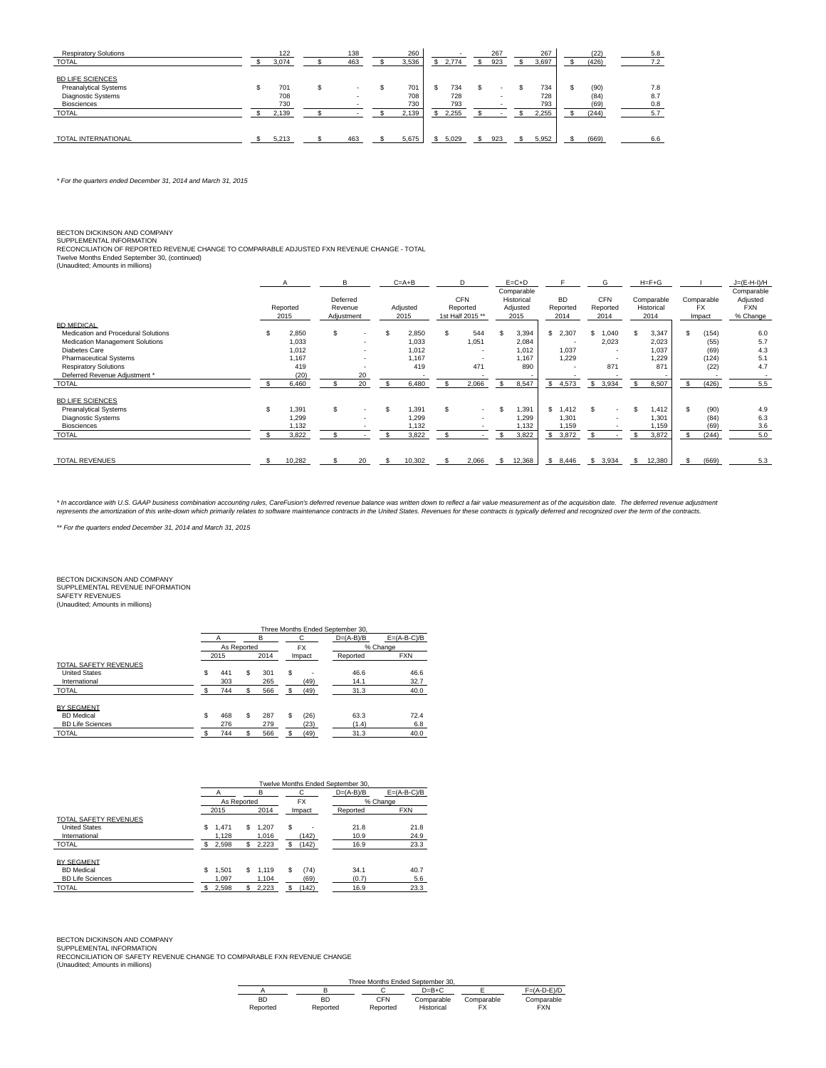| | | | | | | | | | |
|---|---|---|---|---|---|---|---|---|---|
| Respiratory Solutions | 122 | 138 | 260 | - | 267 | 267 | (22) | 5.8 |
| TOTAL | $ 3,074 | $ 463 | $ 3,536 | $ 2,774 | $ 923 | $ 3,697 | $ (426) | 7.2 |
| | | | | | | | | |
| BD LIFE SCIENCES | | | | | | | | |
| Preanalytical Systems | $ 701 | $ - | $ 701 | $ 734 | $ - | $ 734 | $ (90) | 7.8 |
| Diagnostic Systems | 708 | - | 708 | 728 | - | 728 | (84) | 8.7 |
| Biosciences | 730 | - | 730 | 793 | - | 793 | (69) | 0.8 |
| TOTAL | $ 2,139 | $ - | $ 2,139 | $ 2,255 | $ - | $ 2,255 | $ (244) | 5.7 |
| | | | | | | | | |
| TOTAL INTERNATIONAL | $ 5,213 | $ 463 | $ 5,675 | $ 5,029 | $ 923 | $ 5,952 | $ (669) | 6.6 |

*\* For the quarters ended December 31, 2014 and March 31, 2015*

BECTON DICKINSON AND COMPANY
SUPPLEMENTAL INFORMATION
RECONCILIATION OF REPORTED REVENUE CHANGE TO COMPARABLE ADJUSTED FXN REVENUE CHANGE - TOTAL
Twelve Months Ended September 30, (continued)
(Unaudited; Amounts in millions)

| | A | B | C=A+B | D | E=C+D | F | G | H=F+G | I | J=(E-H-I)/H |
|---|---|---|---|---|---|---|---|---|---|---|
| | Reported 2015 | Deferred Revenue Adjustment | Adjusted 2015 | CFN Reported 1st Half 2015 ** | Comparable Historical Adjusted 2015 | BD Reported 2014 | CFN Reported 2014 | Comparable Historical 2014 | Comparable FX Impact | Comparable Adjusted FXN % Change |
| BD MEDICAL | | | | | | | | | | |
| Medication and Procedural Solutions | $ 2,850 | $ - | $ 2,850 | $ 544 | $ 3,394 | $ 2,307 | $ 1,040 | $ 3,347 | $ (154) | 6.0 |
| Medication Management Solutions | 1,033 | - | 1,033 | 1,051 | 2,084 | - | 2,023 | 2,023 | (55) | 5.7 |
| Diabetes Care | 1,012 | - | 1,012 | - | 1,012 | 1,037 | - | 1,037 | (69) | 4.3 |
| Pharmaceutical Systems | 1,167 | - | 1,167 | - | 1,167 | 1,229 | - | 1,229 | (124) | 5.1 |
| Respiratory Solutions | 419 | - | 419 | 471 | 890 | - | 871 | 871 | (22) | 4.7 |
| Deferred Revenue Adjustment * | (20) | 20 | - | - | - | - | - | - | - | - |
| TOTAL | $ 6,460 | $ 20 | $ 6,480 | $ 2,066 | $ 8,547 | $ 4,573 | $ 3,934 | $ 8,507 | $ (426) | 5.5 |
| | | | | | | | | | | |
| BD LIFE SCIENCES | | | | | | | | | | |
| Preanalytical Systems | $ 1,391 | $ - | $ 1,391 | $ - | $ 1,391 | $ 1,412 | $ - | $ 1,412 | $ (90) | 4.9 |
| Diagnostic Systems | 1,299 | - | 1,299 | - | 1,299 | 1,301 | - | 1,301 | (84) | 6.3 |
| Biosciences | 1,132 | - | 1,132 | - | 1,132 | 1,159 | - | 1,159 | (69) | 3.6 |
| TOTAL | $ 3,822 | $ - | $ 3,822 | $ - | $ 3,822 | $ 3,872 | $ - | $ 3,872 | $ (244) | 5.0 |
| | | | | | | | | | | |
| TOTAL REVENUES | $ 10,282 | $ 20 | $ 10,302 | $ 2,066 | $ 12,368 | $ 8,446 | $ 3,934 | $ 12,380 | $ (669) | 5.3 |

*\* In accordance with U.S. GAAP business combination accounting rules, CareFusion's deferred revenue balance was written down to reflect a fair value measurement as of the acquisition date. The deferred revenue adjustment represents the amortization of this write-down which primarily relates to software maintenance contracts in the United States. Revenues for these contracts is typically deferred and recognized over the term of the contracts.*

*\*\* For the quarters ended December 31, 2014 and March 31, 2015*

BECTON DICKINSON AND COMPANY
SUPPLEMENTAL REVENUE INFORMATION
SAFETY REVENUES
(Unaudited; Amounts in millions)

| | Three Months Ended September 30, | | | | |
|---|---|---|---|---|---|
| | A | B | C | D=(A-B)/B | E=(A-B-C)/B |
| | As Reported | | FX | % Change | |
| | 2015 | 2014 | Impact | Reported | FXN |
| TOTAL SAFETY REVENUES | | | | | |
| United States | $ 441 | $ 301 | $ - | 46.6 | 46.6 |
| International | 303 | 265 | (49) | 14.1 | 32.7 |
| TOTAL | $ 744 | $ 566 | $ (49) | 31.3 | 40.0 |
| | | | | | |
| BY SEGMENT | | | | | |
| BD Medical | $ 468 | $ 287 | $ (26) | 63.3 | 72.4 |
| BD Life Sciences | 276 | 279 | (23) | (1.4) | 6.8 |
| TOTAL | $ 744 | $ 566 | $ (49) | 31.3 | 40.0 |

| | Twelve Months Ended September 30, | | | | |
|---|---|---|---|---|---|
| | A | B | C | D=(A-B)/B | E=(A-B-C)/B |
| | As Reported | | FX | % Change | |
| | 2015 | 2014 | Impact | Reported | FXN |
| TOTAL SAFETY REVENUES | | | | | |
| United States | $ 1,471 | $ 1,207 | $ - | 21.8 | 21.8 |
| International | 1,128 | 1,016 | (142) | 10.9 | 24.9 |
| TOTAL | $ 2,598 | $ 2,223 | $ (142) | 16.9 | 23.3 |
| | | | | | |
| BY SEGMENT | | | | | |
| BD Medical | $ 1,501 | $ 1,119 | $ (74) | 34.1 | 40.7 |
| BD Life Sciences | 1,097 | 1,104 | (69) | (0.7) | 5.6 |
| TOTAL | $ 2,598 | $ 2,223 | $ (142) | 16.9 | 23.3 |

BECTON DICKINSON AND COMPANY
SUPPLEMENTAL INFORMATION
RECONCILIATION OF SAFETY REVENUE CHANGE TO COMPARABLE FXN REVENUE CHANGE
(Unaudited; Amounts in millions)

| Three Months Ended September 30, | | | | | |
|---|---|---|---|---|---|
| A | B | C | D=B+C | E | F=(A-D-E)/D |
| BD Reported | BD Reported | CFN Reported | Comparable Historical | Comparable FX | Comparable FXN |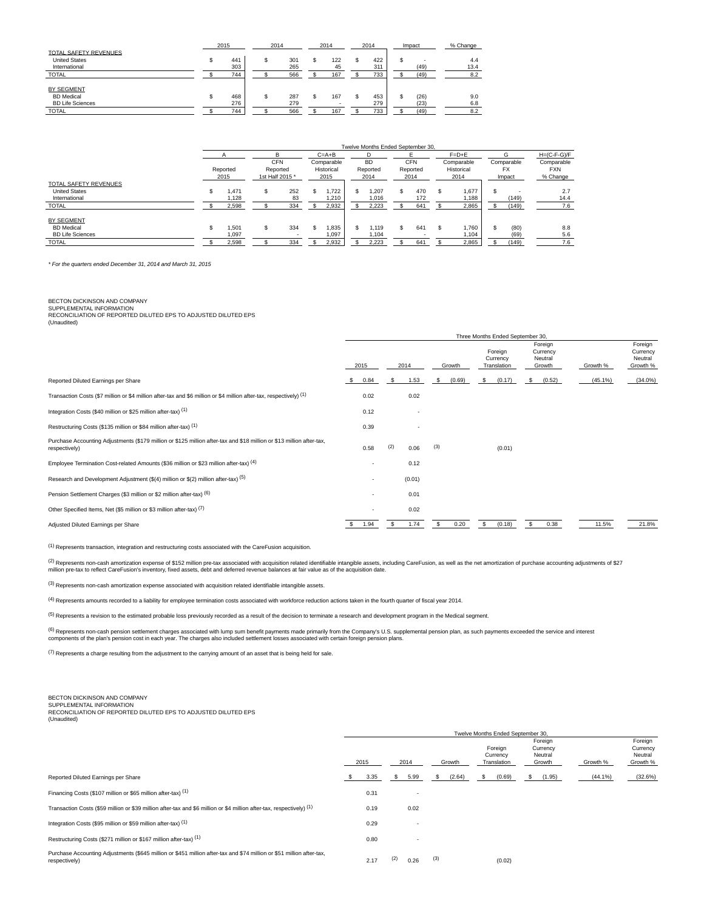| | 2015 | 2014 | 2014 | 2014 | Impact | % Change |
|---|---|---|---|---|---|---|
| TOTAL SAFETY REVENUES | | | | | | |
| United States | $ 441 | $ 301 | $ 122 | $ 422 | $ - | 4.4 |
| International | 303 | 265 | 45 | 311 | (49) | 13.4 |
| TOTAL | $ 744 | $ 566 | $ 167 | $ 733 | $ (49) | 8.2 |
| BY SEGMENT | | | | | | |
| BD Medical | $ 468 | $ 287 | $ 167 | $ 453 | $ (26) | 9.0 |
| BD Life Sciences | 276 | 279 | - | 279 | (23) | 6.8 |
| TOTAL | $ 744 | $ 566 | $ 167 | $ 733 | $ (49) | 8.2 |

| | Twelve Months Ended September 30, | | | | | | | |
|---|---|---|---|---|---|---|---|---|
| | A | B | C=A+B | D | E | F=D+E | G | H=(C-F-G)/F |
| | Reported 2015 | CFN Reported 1st Half 2015 * | Comparable Historical 2015 | BD Reported 2014 | CFN Reported 2014 | Comparable Historical 2014 | Comparable FX Impact | Comparable FXN % Change |
| TOTAL SAFETY REVENUES | | | | | | | | |
| United States | $ 1,471 | $ 252 | $ 1,722 | $ 1,207 | $ 470 | $ 1,677 | $ - | 2.7 |
| International | 1,128 | 83 | 1,210 | 1,016 | 172 | 1,188 | (149) | 14.4 |
| TOTAL | $ 2,598 | $ 334 | $ 2,932 | $ 2,223 | $ 641 | $ 2,865 | $ (149) | 7.6 |
| BY SEGMENT | | | | | | | | |
| BD Medical | $ 1,501 | $ 334 | $ 1,835 | $ 1,119 | $ 641 | $ 1,760 | $ (80) | 8.8 |
| BD Life Sciences | 1,097 | - | 1,097 | 1,104 | - | 1,104 | (69) | 5.6 |
| TOTAL | $ 2,598 | $ 334 | $ 2,932 | $ 2,223 | $ 641 | $ 2,865 | $ (149) | 7.6 |

*\* For the quarters ended December 31, 2014 and March 31, 2015*

BECTON DICKINSON AND COMPANY
SUPPLEMENTAL INFORMATION
RECONCILIATION OF REPORTED DILUTED EPS TO ADJUSTED DILUTED EPS
(Unaudited)

| | Three Months Ended September 30, | | | | | | |
|---|---|---|---|---|---|---|---|
| | 2015 | 2014 | Growth | Foreign Currency Translation | Foreign Currency Neutral Growth | Growth % | Foreign Currency Neutral Growth % |
| Reported Diluted Earnings per Share | $ 0.84 | $ 1.53 | $ (0.69) | $ (0.17) | $ (0.52) | (45.1%) | (34.0%) |
| Transaction Costs ($7 million or $4 million after-tax and $6 million or $4 million after-tax, respectively) (1) | 0.02 | 0.02 | | | | | |
| Integration Costs ($40 million or $25 million after-tax) (1) | 0.12 | - | | | | | |
| Restructuring Costs ($135 million or $84 million after-tax) (1) | 0.39 | - | | | | | |
| Purchase Accounting Adjustments ($179 million or $125 million after-tax and $18 million or $13 million after-tax, respectively) | 0.58 (2) | 0.06 (3) | | (0.01) | | | |
| Employee Termination Cost-related Amounts ($36 million or $23 million after-tax) (4) | - | 0.12 | | | | | |
| Research and Development Adjustment ($(4) million or $(2) million after-tax) (5) | - | (0.01) | | | | | |
| Pension Settlement Charges ($3 million or $2 million after-tax) (6) | - | 0.01 | | | | | |
| Other Specified Items, Net ($5 million or $3 million after-tax) (7) | - | 0.02 | | | | | |
| Adjusted Diluted Earnings per Share | $ 1.94 | $ 1.74 | $ 0.20 | $ (0.18) | $ 0.38 | 11.5% | 21.8% |

(1) Represents transaction, integration and restructuring costs associated with the CareFusion acquisition.

(2) Represents non-cash amortization expense of $152 million pre-tax associated with acquisition related identifiable intangible assets, including CareFusion, as well as the net amortization of purchase accounting adjustments of $27 million pre-tax to reflect CareFusion's inventory, fixed assets, debt and deferred revenue balances at fair value as of the acquisition date.

(3) Represents non-cash amortization expense associated with acquisition related identifiable intangible assets.

(4) Represents amounts recorded to a liability for employee termination costs associated with workforce reduction actions taken in the fourth quarter of fiscal year 2014.

(5) Represents a revision to the estimated probable loss previously recorded as a result of the decision to terminate a research and development program in the Medical segment.

(6) Represents non-cash pension settlement charges associated with lump sum benefit payments made primarily from the Company's U.S. supplemental pension plan, as such payments exceeded the service and interest components of the plan's pension cost in each year. The charges also included settlement losses associated with certain foreign pension plans.

(7) Represents a charge resulting from the adjustment to the carrying amount of an asset that is being held for sale.

BECTON DICKINSON AND COMPANY
SUPPLEMENTAL INFORMATION
RECONCILIATION OF REPORTED DILUTED EPS TO ADJUSTED DILUTED EPS
(Unaudited)

| | Twelve Months Ended September 30, | | | | | | |
|---|---|---|---|---|---|---|---|
| | 2015 | 2014 | Growth | Foreign Currency Translation | Foreign Currency Neutral Growth | Growth % | Foreign Currency Neutral Growth % |
| Reported Diluted Earnings per Share | $ 3.35 | $ 5.99 | $ (2.64) | $ (0.69) | $ (1.95) | (44.1%) | (32.6%) |
| Financing Costs ($107 million or $65 million after-tax) (1) | 0.31 | - | | | | | |
| Transaction Costs ($59 million or $39 million after-tax and $6 million or $4 million after-tax, respectively) (1) | 0.19 | 0.02 | | | | | |
| Integration Costs ($95 million or $59 million after-tax) (1) | 0.29 | - | | | | | |
| Restructuring Costs ($271 million or $167 million after-tax) (1) | 0.80 | - | | | | | |
| Purchase Accounting Adjustments ($645 million or $451 million after-tax and $74 million or $51 million after-tax, respectively) | 2.17 (2) | 0.26 (3) | | (0.02) | | | |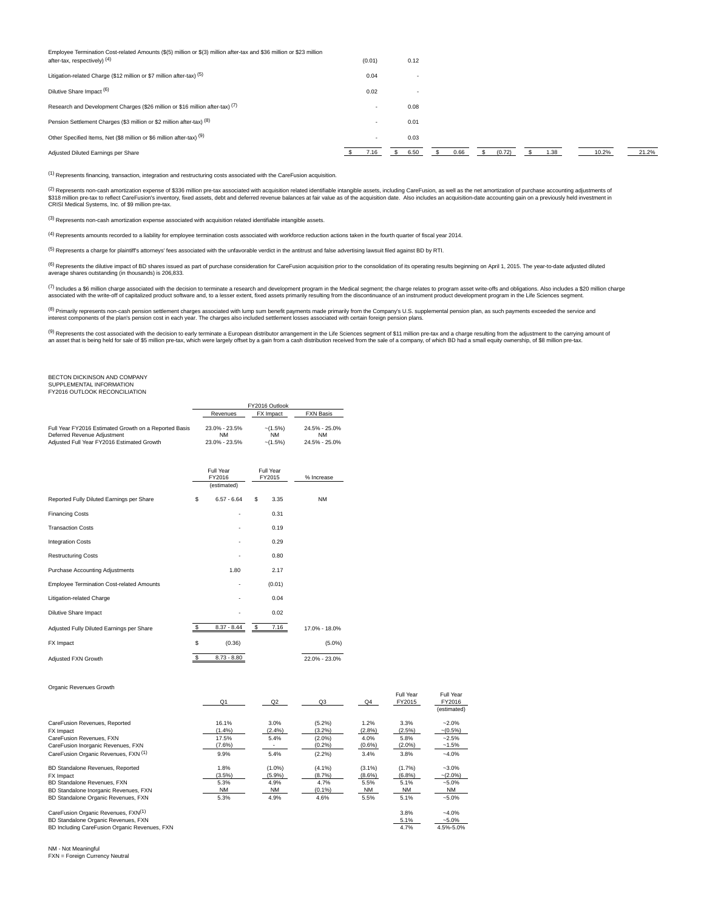| | | | | | | | |
|---|---|---|---|---|---|---|---|
| Employee Termination Cost-related Amounts (\$(5) million or \$(3) million after-tax and \$36 million or \$23 million after-tax, respectively) (4) | (0.01) | 0.12 | | | | | |
| Litigation-related Charge (\$12 million or \$7 million after-tax) (5) | 0.04 | - | | | | | |
| Dilutive Share Impact (6) | 0.02 | - | | | | | |
| Research and Development Charges (\$26 million or \$16 million after-tax) (7) | - | 0.08 | | | | | |
| Pension Settlement Charges (\$3 million or \$2 million after-tax) (8) | - | 0.01 | | | | | |
| Other Specified Items, Net (\$8 million or \$6 million after-tax) (9) | - | 0.03 | | | | | |
| Adjusted Diluted Earnings per Share | \$ 7.16 | \$ 6.50 | \$ 0.66 | \$ (0.72) | \$ 1.38 | 10.2% | 21.2% |

(1) Represents financing, transaction, integration and restructuring costs associated with the CareFusion acquisition.

(2) Represents non-cash amortization expense of \$336 million pre-tax associated with acquisition related identifiable intangible assets, including CareFusion, as well as the net amortization of purchase accounting adjustments of \$318 million pre-tax to reflect CareFusion's inventory, fixed assets, debt and deferred revenue balances at fair value as of the acquisition date. Also includes an acquisition-date accounting gain on a previously held investment in CRISI Medical Systems, Inc. of \$9 million pre-tax.

(3) Represents non-cash amortization expense associated with acquisition related identifiable intangible assets.

(4) Represents amounts recorded to a liability for employee termination costs associated with workforce reduction actions taken in the fourth quarter of fiscal year 2014.

(5) Represents a charge for plaintiff's attorneys' fees associated with the unfavorable verdict in the antitrust and false advertising lawsuit filed against BD by RTI.

(6) Represents the dilutive impact of BD shares issued as part of purchase consideration for CareFusion acquisition prior to the consolidation of its operating results beginning on April 1, 2015. The year-to-date adjusted diluted average shares outstanding (in thousands) is 206,833.

(7) Includes a \$6 million charge associated with the decision to terminate a research and development program in the Medical segment; the charge relates to program asset write-offs and obligations. Also includes a \$20 million charge associated with the write-off of capitalized product software and, to a lesser extent, fixed assets primarily resulting from the discontinuance of an instrument product development program in the Life Sciences segment.

(8) Primarily represents non-cash pension settlement charges associated with lump sum benefit payments made primarily from the Company's U.S. supplemental pension plan, as such payments exceeded the service and interest components of the plan's pension cost in each year. The charges also included settlement losses associated with certain foreign pension plans.

(9) Represents the cost associated with the decision to early terminate a European distributor arrangement in the Life Sciences segment of \$11 million pre-tax and a charge resulting from the adjustment to the carrying amount of an asset that is being held for sale of \$5 million pre-tax, which were largely offset by a gain from a cash distribution received from the sale of a company, of which BD had a small equity ownership, of \$8 million pre-tax.

BECTON DICKINSON AND COMPANY
SUPPLEMENTAL INFORMATION
FY2016 OUTLOOK RECONCILIATION

| | FY2016 Outlook | | |
|---|---|---|---|
| | Revenues | FX Impact | FXN Basis |
| Full Year FY2016 Estimated Growth on a Reported Basis | 23.0% - 23.5% | ~(1.5%) | 24.5% - 25.0% |
| Deferred Revenue Adjustment | NM | NM | NM |
| Adjusted Full Year FY2016 Estimated Growth | 23.0% - 23.5% | ~(1.5%) | 24.5% - 25.0% |

| | Full Year FY2016 (estimated) | Full Year FY2015 | % Increase |
|---|---|---|---|
| Reported Fully Diluted Earnings per Share | \$ 6.57 - 6.64 | \$ 3.35 | NM |
| Financing Costs | - | 0.31 | |
| Transaction Costs | - | 0.19 | |
| Integration Costs | - | 0.29 | |
| Restructuring Costs | - | 0.80 | |
| Purchase Accounting Adjustments | 1.80 | 2.17 | |
| Employee Termination Cost-related Amounts | - | (0.01) | |
| Litigation-related Charge | - | 0.04 | |
| Dilutive Share Impact | - | 0.02 | |
| Adjusted Fully Diluted Earnings per Share | \$ 8.37 - 8.44 | \$ 7.16 | 17.0% - 18.0% |
| FX Impact | \$ (0.36) | | (5.0%) |
| Adjusted FXN Growth | \$ 8.73 - 8.80 | | 22.0% - 23.0% |

Organic Revenues Growth

| | Q1 | Q2 | Q3 | Q4 | Full Year FY2015 | Full Year FY2016 (estimated) |
|---|---|---|---|---|---|---|
| CareFusion Revenues, Reported | 16.1% | 3.0% | (5.2%) | 1.2% | 3.3% | ~2.0% |
| FX Impact | (1.4%) | (2.4%) | (3.2%) | (2.8%) | (2.5%) | ~(0.5%) |
| CareFusion Revenues, FXN | 17.5% | 5.4% | (2.0%) | 4.0% | 5.8% | ~2.5% |
| CareFusion Inorganic Revenues, FXN | (7.6%) | - | (0.2%) | (0.6%) | (2.0%) | ~1.5% |
| CareFusion Organic Revenues, FXN (1) | 9.9% | 5.4% | (2.2%) | 3.4% | 3.8% | ~4.0% |
| BD Standalone Revenues, Reported | 1.8% | (1.0%) | (4.1%) | (3.1%) | (1.7%) | ~3.0% |
| FX Impact | (3.5%) | (5.9%) | (8.7%) | (8.6%) | (6.8%) | ~(2.0%) |
| BD Standalone Revenues, FXN | 5.3% | 4.9% | 4.7% | 5.5% | 5.1% | ~5.0% |
| BD Standalone Inorganic Revenues, FXN | NM | NM | (0.1%) | NM | NM | NM |
| BD Standalone Organic Revenues, FXN | 5.3% | 4.9% | 4.6% | 5.5% | 5.1% | ~5.0% |
| CareFusion Organic Revenues, FXN(1) | | | | | 3.8% | ~4.0% |
| BD Standalone Organic Revenues, FXN | | | | | 5.1% | ~5.0% |
| BD Including CareFusion Organic Revenues, FXN | | | | | 4.7% | 4.5%-5.0% |

NM - Not Meaningful
FXN = Foreign Currency Neutral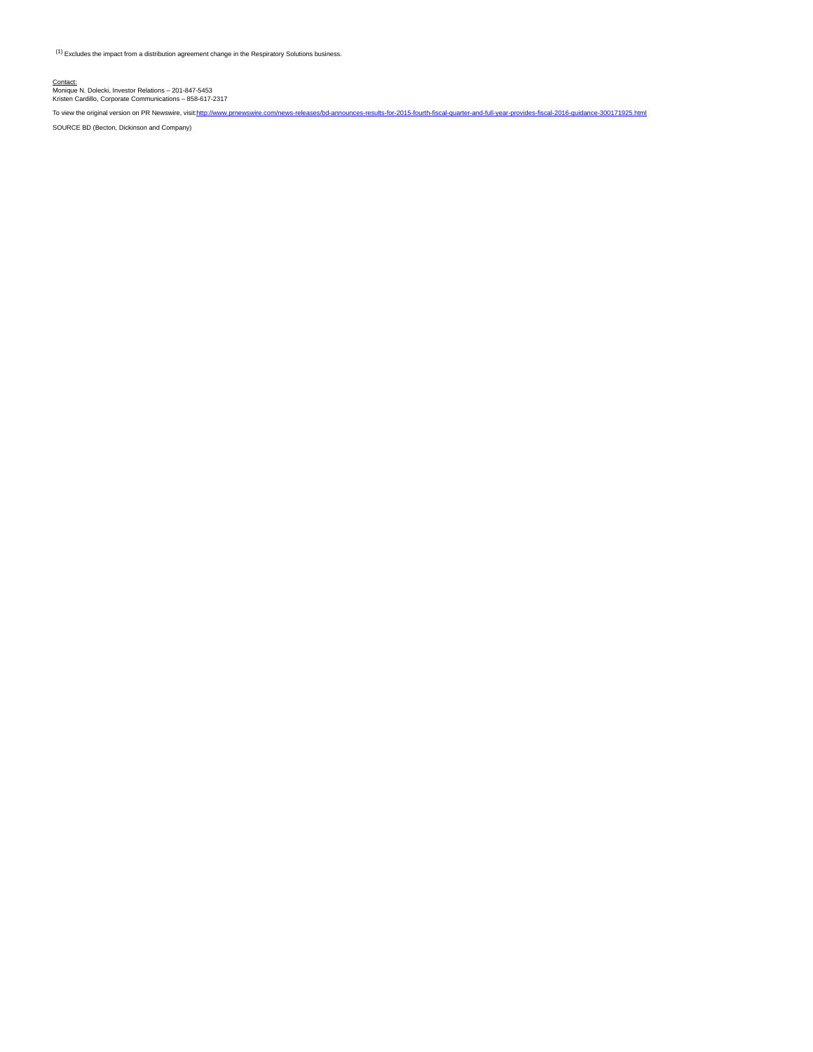[1] Excludes the impact from a distribution agreement change in the Respiratory Solutions business.

Contact:
Monique N. Dolecki, Investor Relations – 201-847-5453
Kristen Cardillo, Corporate Communications – 858-617-2317

To view the original version on PR Newswire, visit:http://www.prnewswire.com/news-releases/bd-announces-results-for-2015-fourth-fiscal-quarter-and-full-year-provides-fiscal-2016-guidance-300171925.html

SOURCE BD (Becton, Dickinson and Company)